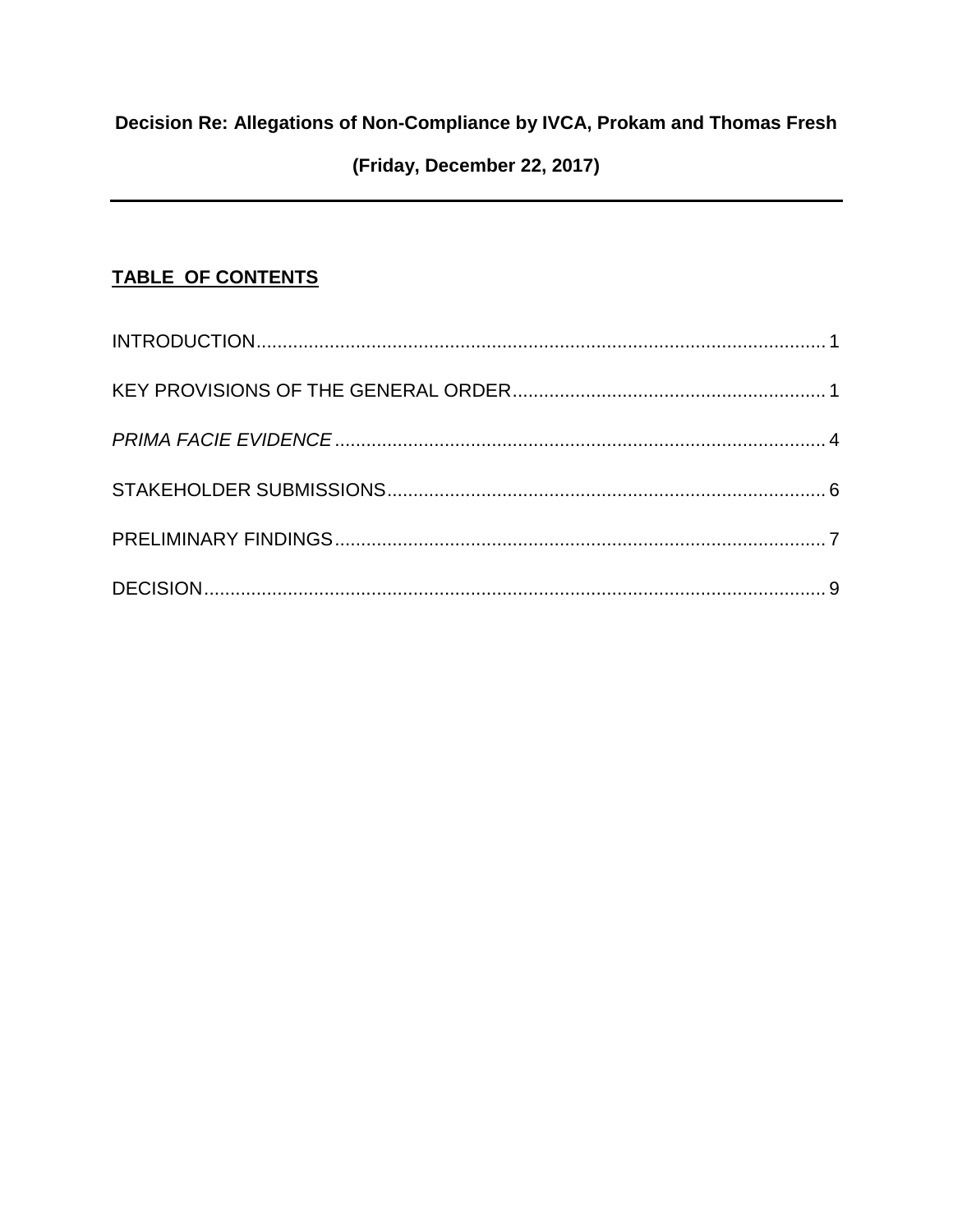**Decision Re: Allegations of Non-Compliance by IVCA, Prokam and Thomas Fresh**

**(Friday, December 22, 2017)**

---

**TABLE OF CONTENTS**

INTRODUCTION ........................................................................................................ 1

KEY PROVISIONS OF THE GENERAL ORDER ........................................................ 1

*PRIMA FACIE EVIDENCE* ........................................................................................ 4

STAKEHOLDER SUBMISSIONS ................................................................................ 6

PRELIMINARY FINDINGS ......................................................................................... 7

DECISION .................................................................................................................. 9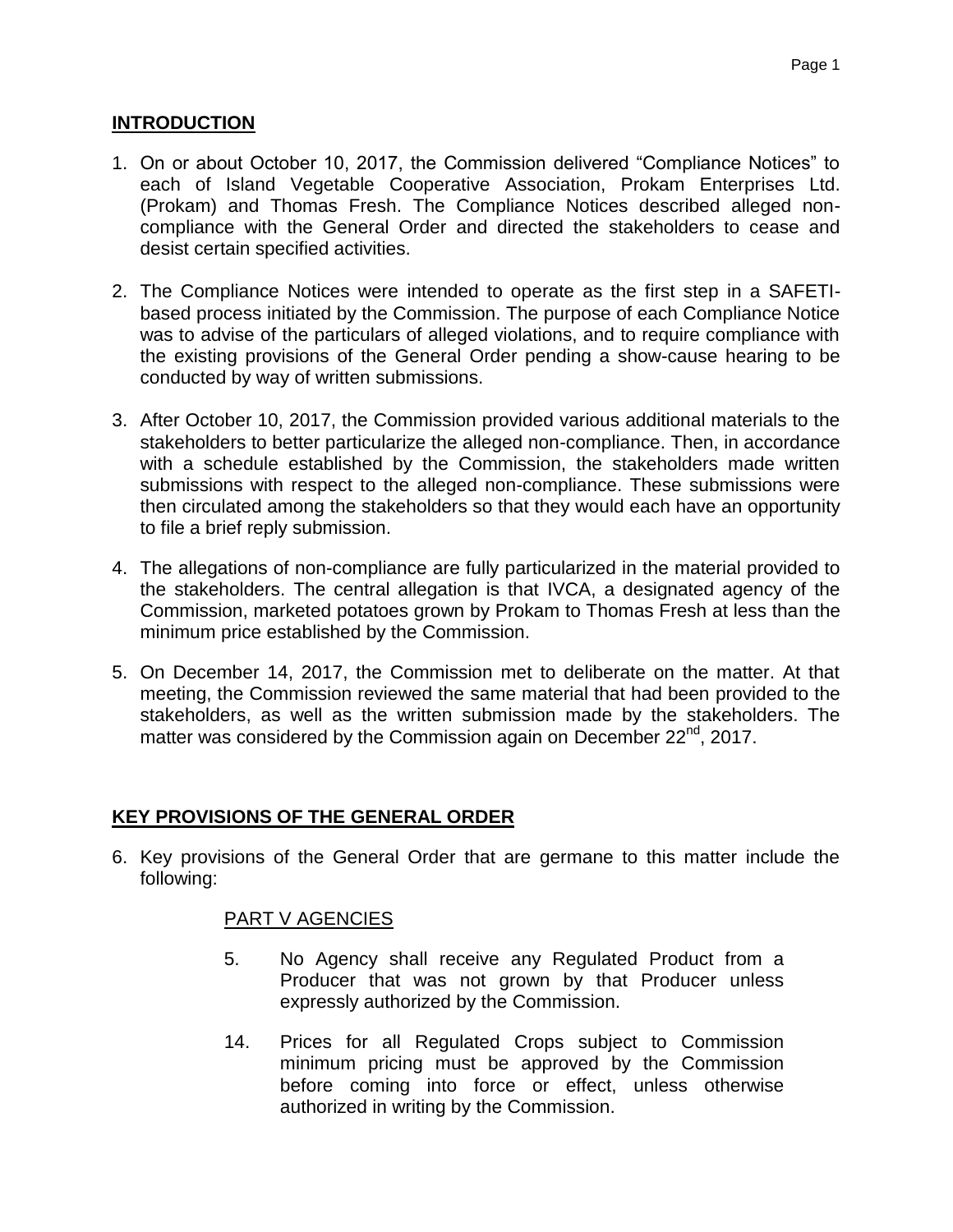## INTRODUCTION

1. On or about October 10, 2017, the Commission delivered "Compliance Notices" to each of Island Vegetable Cooperative Association, Prokam Enterprises Ltd. (Prokam) and Thomas Fresh. The Compliance Notices described alleged non-compliance with the General Order and directed the stakeholders to cease and desist certain specified activities.

2. The Compliance Notices were intended to operate as the first step in a SAFETI-based process initiated by the Commission. The purpose of each Compliance Notice was to advise of the particulars of alleged violations, and to require compliance with the existing provisions of the General Order pending a show-cause hearing to be conducted by way of written submissions.

3. After October 10, 2017, the Commission provided various additional materials to the stakeholders to better particularize the alleged non-compliance. Then, in accordance with a schedule established by the Commission, the stakeholders made written submissions with respect to the alleged non-compliance. These submissions were then circulated among the stakeholders so that they would each have an opportunity to file a brief reply submission.

4. The allegations of non-compliance are fully particularized in the material provided to the stakeholders. The central allegation is that IVCA, a designated agency of the Commission, marketed potatoes grown by Prokam to Thomas Fresh at less than the minimum price established by the Commission.

5. On December 14, 2017, the Commission met to deliberate on the matter. At that meeting, the Commission reviewed the same material that had been provided to the stakeholders, as well as the written submission made by the stakeholders. The matter was considered by the Commission again on December 22nd, 2017.

## KEY PROVISIONS OF THE GENERAL ORDER

6. Key provisions of the General Order that are germane to this matter include the following:

   PART V AGENCIES

   5. No Agency shall receive any Regulated Product from a Producer that was not grown by that Producer unless expressly authorized by the Commission.

   14. Prices for all Regulated Crops subject to Commission minimum pricing must be approved by the Commission before coming into force or effect, unless otherwise authorized in writing by the Commission.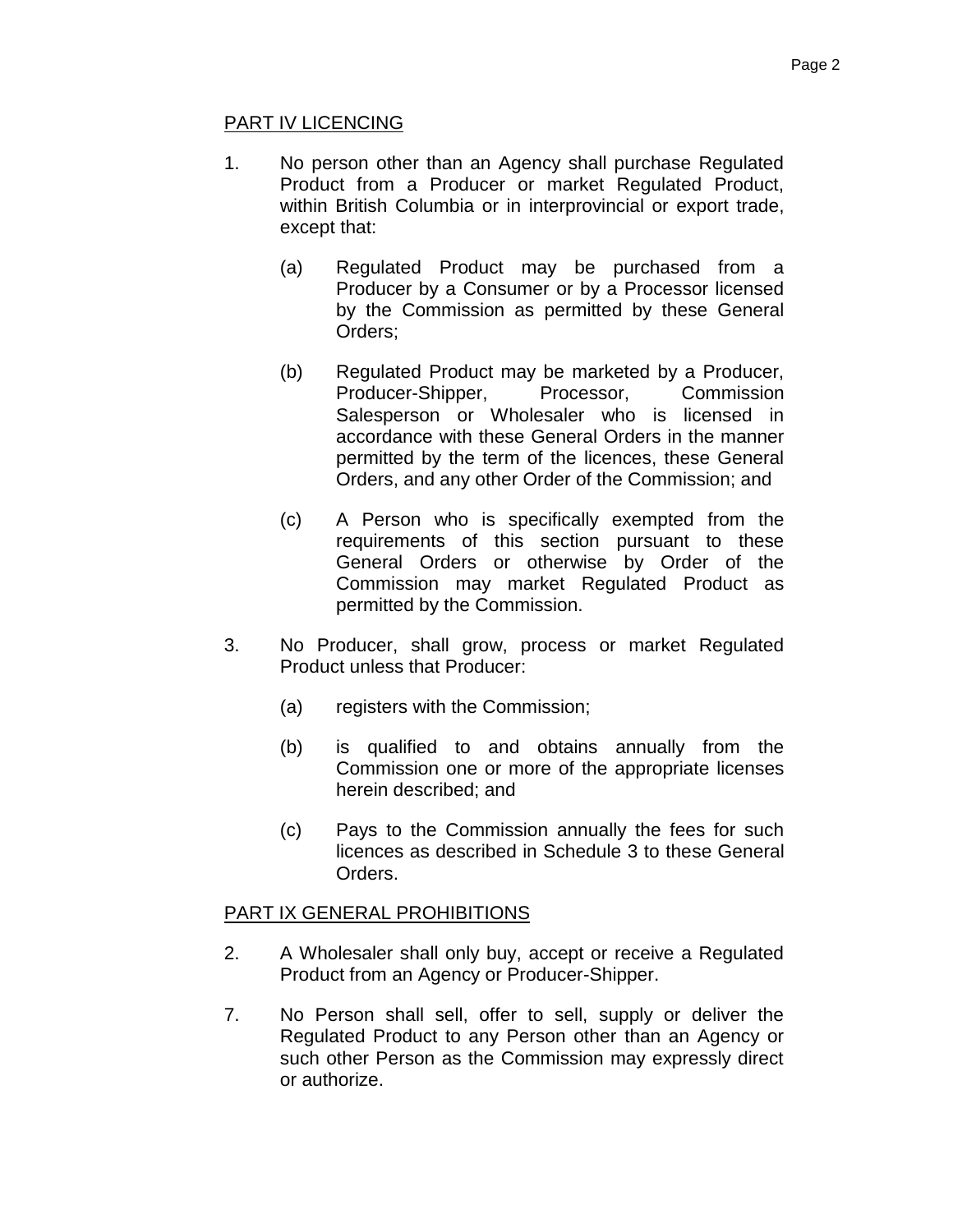## PART IV LICENCING

1. No person other than an Agency shall purchase Regulated Product from a Producer or market Regulated Product, within British Columbia or in interprovincial or export trade, except that:

   (a) Regulated Product may be purchased from a Producer by a Consumer or by a Processor licensed by the Commission as permitted by these General Orders;

   (b) Regulated Product may be marketed by a Producer, Producer-Shipper, Processor, Commission Salesperson or Wholesaler who is licensed in accordance with these General Orders in the manner permitted by the term of the licences, these General Orders, and any other Order of the Commission; and

   (c) A Person who is specifically exempted from the requirements of this section pursuant to these General Orders or otherwise by Order of the Commission may market Regulated Product as permitted by the Commission.

3. No Producer, shall grow, process or market Regulated Product unless that Producer:

   (a) registers with the Commission;

   (b) is qualified to and obtains annually from the Commission one or more of the appropriate licenses herein described; and

   (c) Pays to the Commission annually the fees for such licences as described in Schedule 3 to these General Orders.

## PART IX GENERAL PROHIBITIONS

2. A Wholesaler shall only buy, accept or receive a Regulated Product from an Agency or Producer-Shipper.

7. No Person shall sell, offer to sell, supply or deliver the Regulated Product to any Person other than an Agency or such other Person as the Commission may expressly direct or authorize.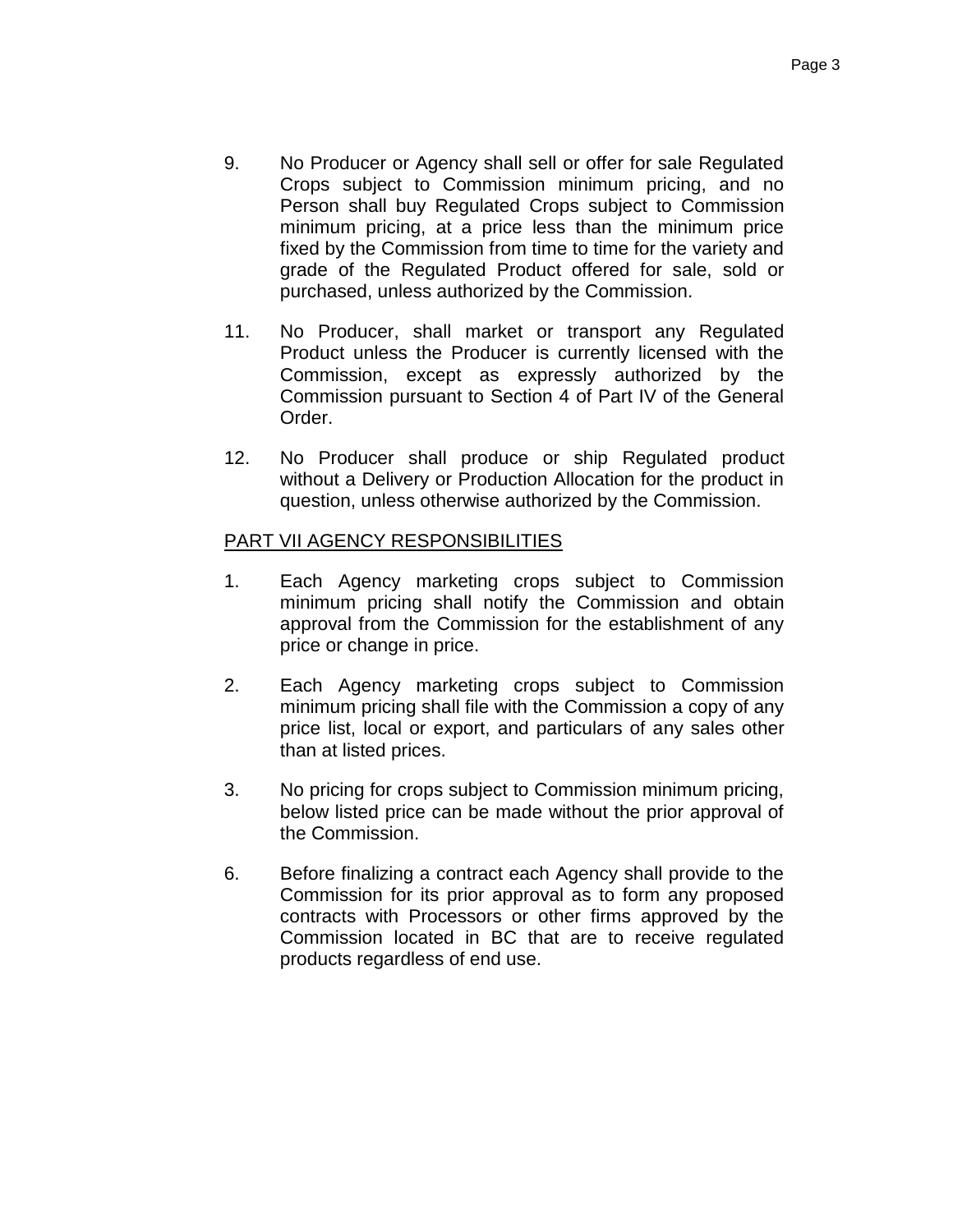9. No Producer or Agency shall sell or offer for sale Regulated Crops subject to Commission minimum pricing, and no Person shall buy Regulated Crops subject to Commission minimum pricing, at a price less than the minimum price fixed by the Commission from time to time for the variety and grade of the Regulated Product offered for sale, sold or purchased, unless authorized by the Commission.

11. No Producer, shall market or transport any Regulated Product unless the Producer is currently licensed with the Commission, except as expressly authorized by the Commission pursuant to Section 4 of Part IV of the General Order.

12. No Producer shall produce or ship Regulated product without a Delivery or Production Allocation for the product in question, unless otherwise authorized by the Commission.

<u>PART VII AGENCY RESPONSIBILITIES</u>

1. Each Agency marketing crops subject to Commission minimum pricing shall notify the Commission and obtain approval from the Commission for the establishment of any price or change in price.

2. Each Agency marketing crops subject to Commission minimum pricing shall file with the Commission a copy of any price list, local or export, and particulars of any sales other than at listed prices.

3. No pricing for crops subject to Commission minimum pricing, below listed price can be made without the prior approval of the Commission.

6. Before finalizing a contract each Agency shall provide to the Commission for its prior approval as to form any proposed contracts with Processors or other firms approved by the Commission located in BC that are to receive regulated products regardless of end use.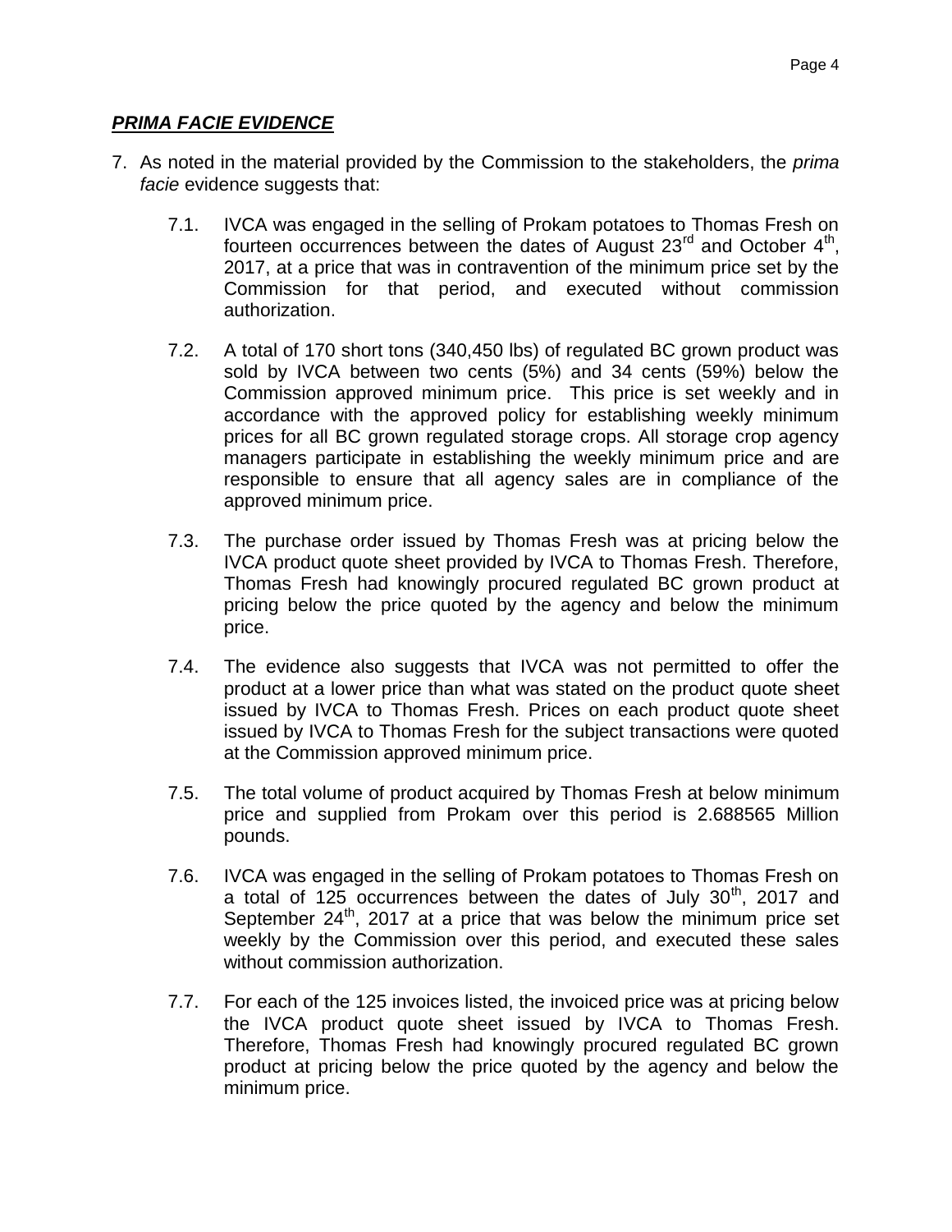***PRIMA FACIE EVIDENCE***

7. As noted in the material provided by the Commission to the stakeholders, the *prima facie* evidence suggests that:

   7.1. IVCA was engaged in the selling of Prokam potatoes to Thomas Fresh on fourteen occurrences between the dates of August 23rd and October 4th, 2017, at a price that was in contravention of the minimum price set by the Commission for that period, and executed without commission authorization.

   7.2. A total of 170 short tons (340,450 lbs) of regulated BC grown product was sold by IVCA between two cents (5%) and 34 cents (59%) below the Commission approved minimum price. This price is set weekly and in accordance with the approved policy for establishing weekly minimum prices for all BC grown regulated storage crops. All storage crop agency managers participate in establishing the weekly minimum price and are responsible to ensure that all agency sales are in compliance of the approved minimum price.

   7.3. The purchase order issued by Thomas Fresh was at pricing below the IVCA product quote sheet provided by IVCA to Thomas Fresh. Therefore, Thomas Fresh had knowingly procured regulated BC grown product at pricing below the price quoted by the agency and below the minimum price.

   7.4. The evidence also suggests that IVCA was not permitted to offer the product at a lower price than what was stated on the product quote sheet issued by IVCA to Thomas Fresh. Prices on each product quote sheet issued by IVCA to Thomas Fresh for the subject transactions were quoted at the Commission approved minimum price.

   7.5. The total volume of product acquired by Thomas Fresh at below minimum price and supplied from Prokam over this period is 2.688565 Million pounds.

   7.6. IVCA was engaged in the selling of Prokam potatoes to Thomas Fresh on a total of 125 occurrences between the dates of July 30th, 2017 and September 24th, 2017 at a price that was below the minimum price set weekly by the Commission over this period, and executed these sales without commission authorization.

   7.7. For each of the 125 invoices listed, the invoiced price was at pricing below the IVCA product quote sheet issued by IVCA to Thomas Fresh. Therefore, Thomas Fresh had knowingly procured regulated BC grown product at pricing below the price quoted by the agency and below the minimum price.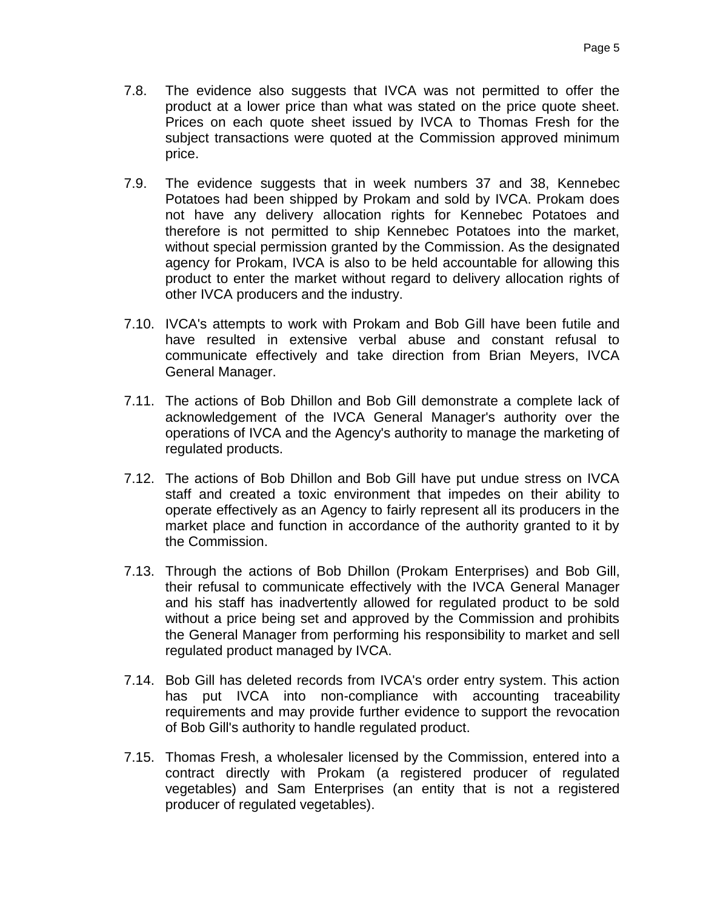7.8. The evidence also suggests that IVCA was not permitted to offer the product at a lower price than what was stated on the price quote sheet. Prices on each quote sheet issued by IVCA to Thomas Fresh for the subject transactions were quoted at the Commission approved minimum price.

7.9. The evidence suggests that in week numbers 37 and 38, Kennebec Potatoes had been shipped by Prokam and sold by IVCA. Prokam does not have any delivery allocation rights for Kennebec Potatoes and therefore is not permitted to ship Kennebec Potatoes into the market, without special permission granted by the Commission. As the designated agency for Prokam, IVCA is also to be held accountable for allowing this product to enter the market without regard to delivery allocation rights of other IVCA producers and the industry.

7.10. IVCA's attempts to work with Prokam and Bob Gill have been futile and have resulted in extensive verbal abuse and constant refusal to communicate effectively and take direction from Brian Meyers, IVCA General Manager.

7.11. The actions of Bob Dhillon and Bob Gill demonstrate a complete lack of acknowledgement of the IVCA General Manager's authority over the operations of IVCA and the Agency's authority to manage the marketing of regulated products.

7.12. The actions of Bob Dhillon and Bob Gill have put undue stress on IVCA staff and created a toxic environment that impedes on their ability to operate effectively as an Agency to fairly represent all its producers in the market place and function in accordance of the authority granted to it by the Commission.

7.13. Through the actions of Bob Dhillon (Prokam Enterprises) and Bob Gill, their refusal to communicate effectively with the IVCA General Manager and his staff has inadvertently allowed for regulated product to be sold without a price being set and approved by the Commission and prohibits the General Manager from performing his responsibility to market and sell regulated product managed by IVCA.

7.14. Bob Gill has deleted records from IVCA's order entry system. This action has put IVCA into non-compliance with accounting traceability requirements and may provide further evidence to support the revocation of Bob Gill's authority to handle regulated product.

7.15. Thomas Fresh, a wholesaler licensed by the Commission, entered into a contract directly with Prokam (a registered producer of regulated vegetables) and Sam Enterprises (an entity that is not a registered producer of regulated vegetables).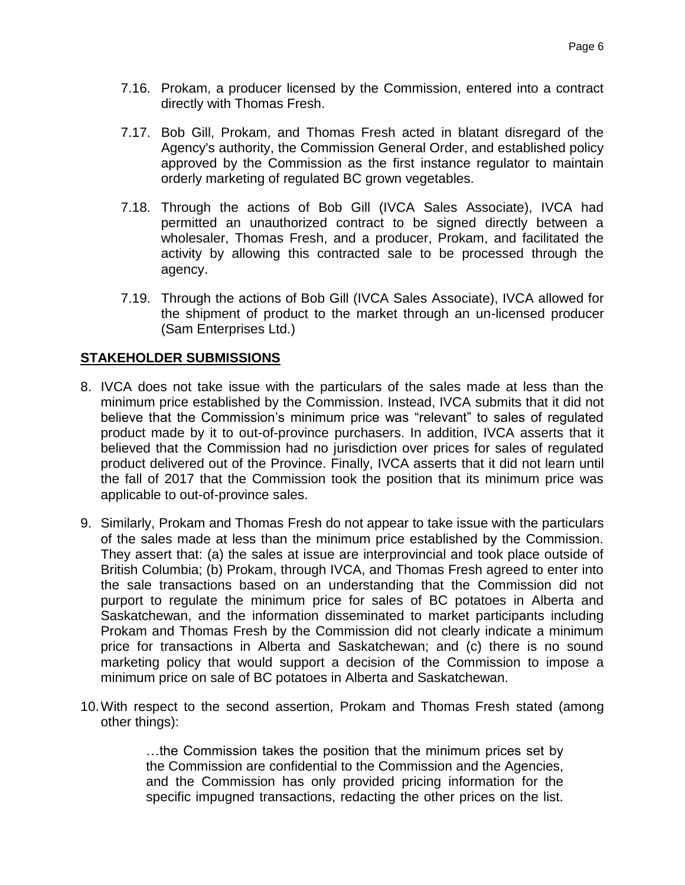7.16. Prokam, a producer licensed by the Commission, entered into a contract directly with Thomas Fresh.

7.17. Bob Gill, Prokam, and Thomas Fresh acted in blatant disregard of the Agency's authority, the Commission General Order, and established policy approved by the Commission as the first instance regulator to maintain orderly marketing of regulated BC grown vegetables.

7.18. Through the actions of Bob Gill (IVCA Sales Associate), IVCA had permitted an unauthorized contract to be signed directly between a wholesaler, Thomas Fresh, and a producer, Prokam, and facilitated the activity by allowing this contracted sale to be processed through the agency.

7.19. Through the actions of Bob Gill (IVCA Sales Associate), IVCA allowed for the shipment of product to the market through an un-licensed producer (Sam Enterprises Ltd.)

## STAKEHOLDER SUBMISSIONS

8. IVCA does not take issue with the particulars of the sales made at less than the minimum price established by the Commission. Instead, IVCA submits that it did not believe that the Commission's minimum price was "relevant" to sales of regulated product made by it to out-of-province purchasers. In addition, IVCA asserts that it believed that the Commission had no jurisdiction over prices for sales of regulated product delivered out of the Province. Finally, IVCA asserts that it did not learn until the fall of 2017 that the Commission took the position that its minimum price was applicable to out-of-province sales.

9. Similarly, Prokam and Thomas Fresh do not appear to take issue with the particulars of the sales made at less than the minimum price established by the Commission. They assert that: (a) the sales at issue are interprovincial and took place outside of British Columbia; (b) Prokam, through IVCA, and Thomas Fresh agreed to enter into the sale transactions based on an understanding that the Commission did not purport to regulate the minimum price for sales of BC potatoes in Alberta and Saskatchewan, and the information disseminated to market participants including Prokam and Thomas Fresh by the Commission did not clearly indicate a minimum price for transactions in Alberta and Saskatchewan; and (c) there is no sound marketing policy that would support a decision of the Commission to impose a minimum price on sale of BC potatoes in Alberta and Saskatchewan.

10. With respect to the second assertion, Prokam and Thomas Fresh stated (among other things):

> …the Commission takes the position that the minimum prices set by the Commission are confidential to the Commission and the Agencies, and the Commission has only provided pricing information for the specific impugned transactions, redacting the other prices on the list.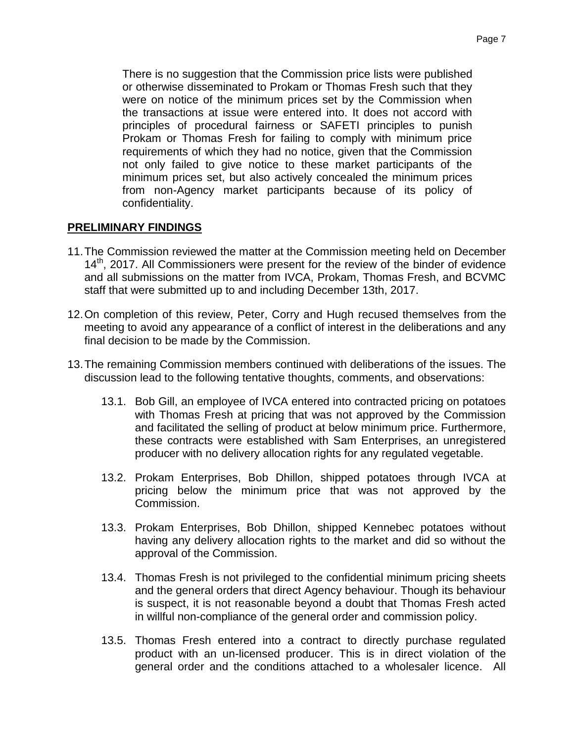There is no suggestion that the Commission price lists were published or otherwise disseminated to Prokam or Thomas Fresh such that they were on notice of the minimum prices set by the Commission when the transactions at issue were entered into. It does not accord with principles of procedural fairness or SAFETI principles to punish Prokam or Thomas Fresh for failing to comply with minimum price requirements of which they had no notice, given that the Commission not only failed to give notice to these market participants of the minimum prices set, but also actively concealed the minimum prices from non-Agency market participants because of its policy of confidentiality.

## PRELIMINARY FINDINGS

11. The Commission reviewed the matter at the Commission meeting held on December 14th, 2017. All Commissioners were present for the review of the binder of evidence and all submissions on the matter from IVCA, Prokam, Thomas Fresh, and BCVMC staff that were submitted up to and including December 13th, 2017.

12. On completion of this review, Peter, Corry and Hugh recused themselves from the meeting to avoid any appearance of a conflict of interest in the deliberations and any final decision to be made by the Commission.

13. The remaining Commission members continued with deliberations of the issues. The discussion lead to the following tentative thoughts, comments, and observations:

    13.1. Bob Gill, an employee of IVCA entered into contracted pricing on potatoes with Thomas Fresh at pricing that was not approved by the Commission and facilitated the selling of product at below minimum price. Furthermore, these contracts were established with Sam Enterprises, an unregistered producer with no delivery allocation rights for any regulated vegetable.

    13.2. Prokam Enterprises, Bob Dhillon, shipped potatoes through IVCA at pricing below the minimum price that was not approved by the Commission.

    13.3. Prokam Enterprises, Bob Dhillon, shipped Kennebec potatoes without having any delivery allocation rights to the market and did so without the approval of the Commission.

    13.4. Thomas Fresh is not privileged to the confidential minimum pricing sheets and the general orders that direct Agency behaviour. Though its behaviour is suspect, it is not reasonable beyond a doubt that Thomas Fresh acted in willful non-compliance of the general order and commission policy.

    13.5. Thomas Fresh entered into a contract to directly purchase regulated product with an un-licensed producer. This is in direct violation of the general order and the conditions attached to a wholesaler licence. All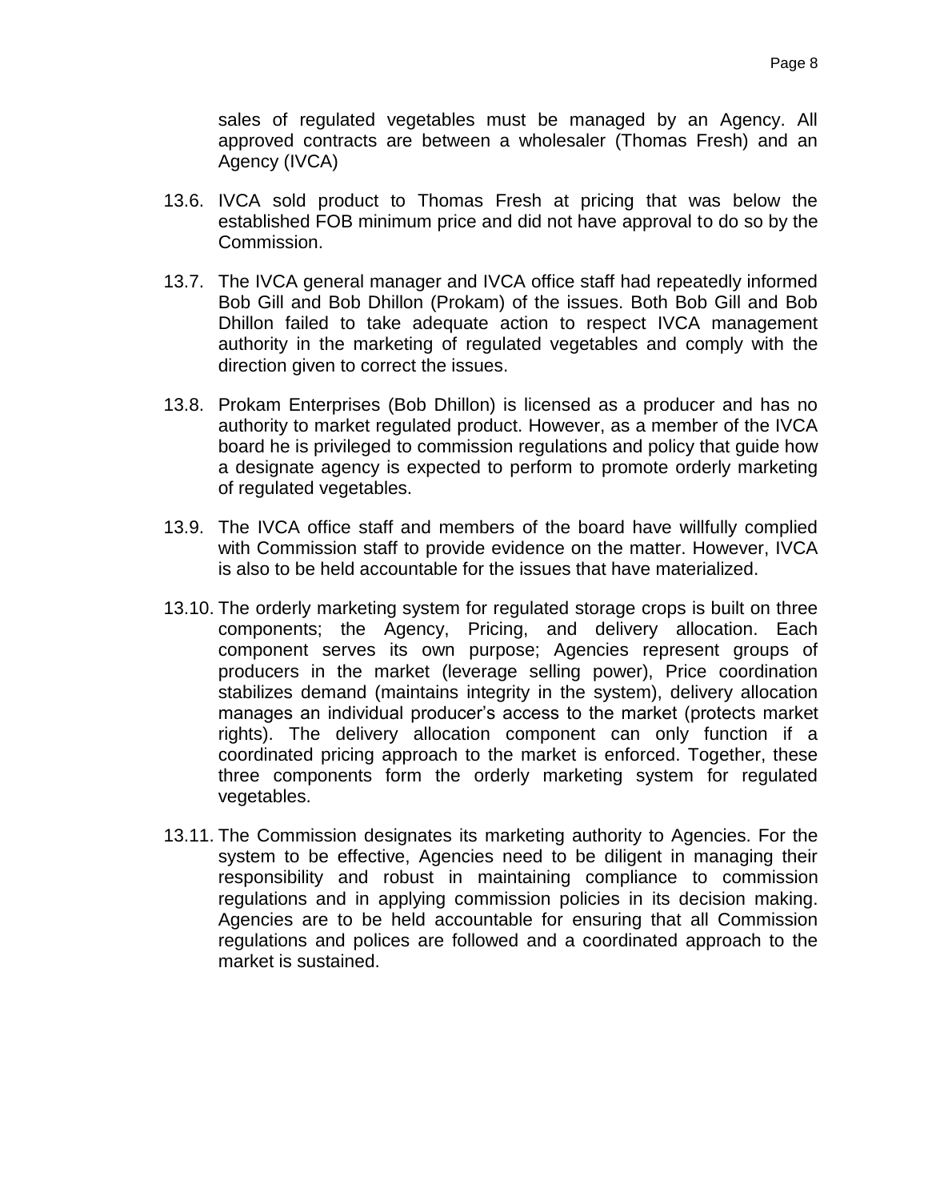sales of regulated vegetables must be managed by an Agency. All approved contracts are between a wholesaler (Thomas Fresh) and an Agency (IVCA)

13.6. IVCA sold product to Thomas Fresh at pricing that was below the established FOB minimum price and did not have approval to do so by the Commission.

13.7. The IVCA general manager and IVCA office staff had repeatedly informed Bob Gill and Bob Dhillon (Prokam) of the issues. Both Bob Gill and Bob Dhillon failed to take adequate action to respect IVCA management authority in the marketing of regulated vegetables and comply with the direction given to correct the issues.

13.8. Prokam Enterprises (Bob Dhillon) is licensed as a producer and has no authority to market regulated product. However, as a member of the IVCA board he is privileged to commission regulations and policy that guide how a designate agency is expected to perform to promote orderly marketing of regulated vegetables.

13.9. The IVCA office staff and members of the board have willfully complied with Commission staff to provide evidence on the matter. However, IVCA is also to be held accountable for the issues that have materialized.

13.10. The orderly marketing system for regulated storage crops is built on three components; the Agency, Pricing, and delivery allocation. Each component serves its own purpose; Agencies represent groups of producers in the market (leverage selling power), Price coordination stabilizes demand (maintains integrity in the system), delivery allocation manages an individual producer's access to the market (protects market rights). The delivery allocation component can only function if a coordinated pricing approach to the market is enforced. Together, these three components form the orderly marketing system for regulated vegetables.

13.11. The Commission designates its marketing authority to Agencies. For the system to be effective, Agencies need to be diligent in managing their responsibility and robust in maintaining compliance to commission regulations and in applying commission policies in its decision making. Agencies are to be held accountable for ensuring that all Commission regulations and polices are followed and a coordinated approach to the market is sustained.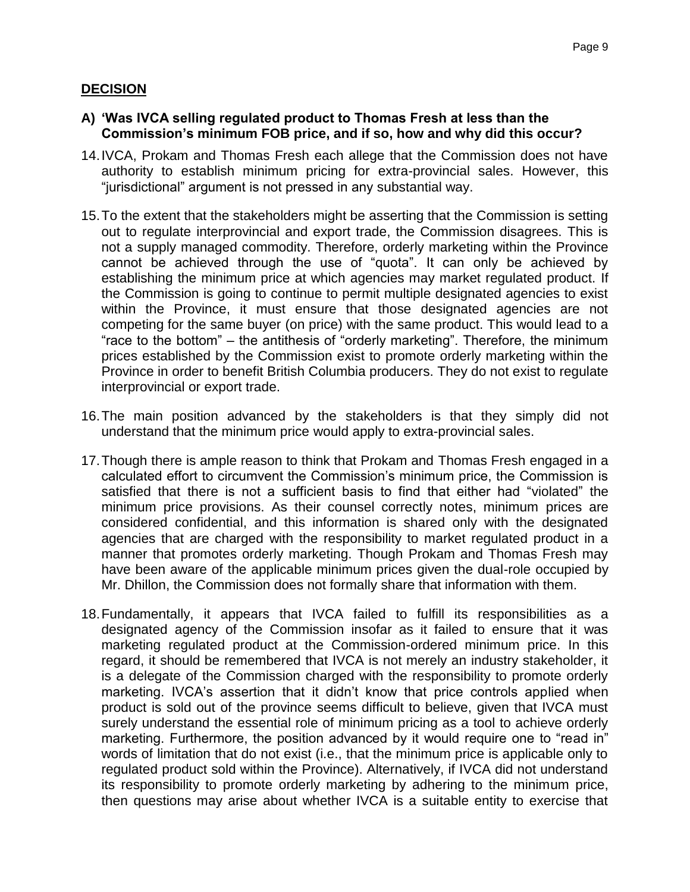## DECISION

### A) 'Was IVCA selling regulated product to Thomas Fresh at less than the Commission's minimum FOB price, and if so, how and why did this occur?

14. IVCA, Prokam and Thomas Fresh each allege that the Commission does not have authority to establish minimum pricing for extra-provincial sales. However, this "jurisdictional" argument is not pressed in any substantial way.

15. To the extent that the stakeholders might be asserting that the Commission is setting out to regulate interprovincial and export trade, the Commission disagrees. This is not a supply managed commodity. Therefore, orderly marketing within the Province cannot be achieved through the use of "quota". It can only be achieved by establishing the minimum price at which agencies may market regulated product. If the Commission is going to continue to permit multiple designated agencies to exist within the Province, it must ensure that those designated agencies are not competing for the same buyer (on price) with the same product. This would lead to a "race to the bottom" – the antithesis of "orderly marketing". Therefore, the minimum prices established by the Commission exist to promote orderly marketing within the Province in order to benefit British Columbia producers. They do not exist to regulate interprovincial or export trade.

16. The main position advanced by the stakeholders is that they simply did not understand that the minimum price would apply to extra-provincial sales.

17. Though there is ample reason to think that Prokam and Thomas Fresh engaged in a calculated effort to circumvent the Commission's minimum price, the Commission is satisfied that there is not a sufficient basis to find that either had "violated" the minimum price provisions. As their counsel correctly notes, minimum prices are considered confidential, and this information is shared only with the designated agencies that are charged with the responsibility to market regulated product in a manner that promotes orderly marketing. Though Prokam and Thomas Fresh may have been aware of the applicable minimum prices given the dual-role occupied by Mr. Dhillon, the Commission does not formally share that information with them.

18. Fundamentally, it appears that IVCA failed to fulfill its responsibilities as a designated agency of the Commission insofar as it failed to ensure that it was marketing regulated product at the Commission-ordered minimum price. In this regard, it should be remembered that IVCA is not merely an industry stakeholder, it is a delegate of the Commission charged with the responsibility to promote orderly marketing. IVCA's assertion that it didn't know that price controls applied when product is sold out of the province seems difficult to believe, given that IVCA must surely understand the essential role of minimum pricing as a tool to achieve orderly marketing. Furthermore, the position advanced by it would require one to "read in" words of limitation that do not exist (i.e., that the minimum price is applicable only to regulated product sold within the Province). Alternatively, if IVCA did not understand its responsibility to promote orderly marketing by adhering to the minimum price, then questions may arise about whether IVCA is a suitable entity to exercise that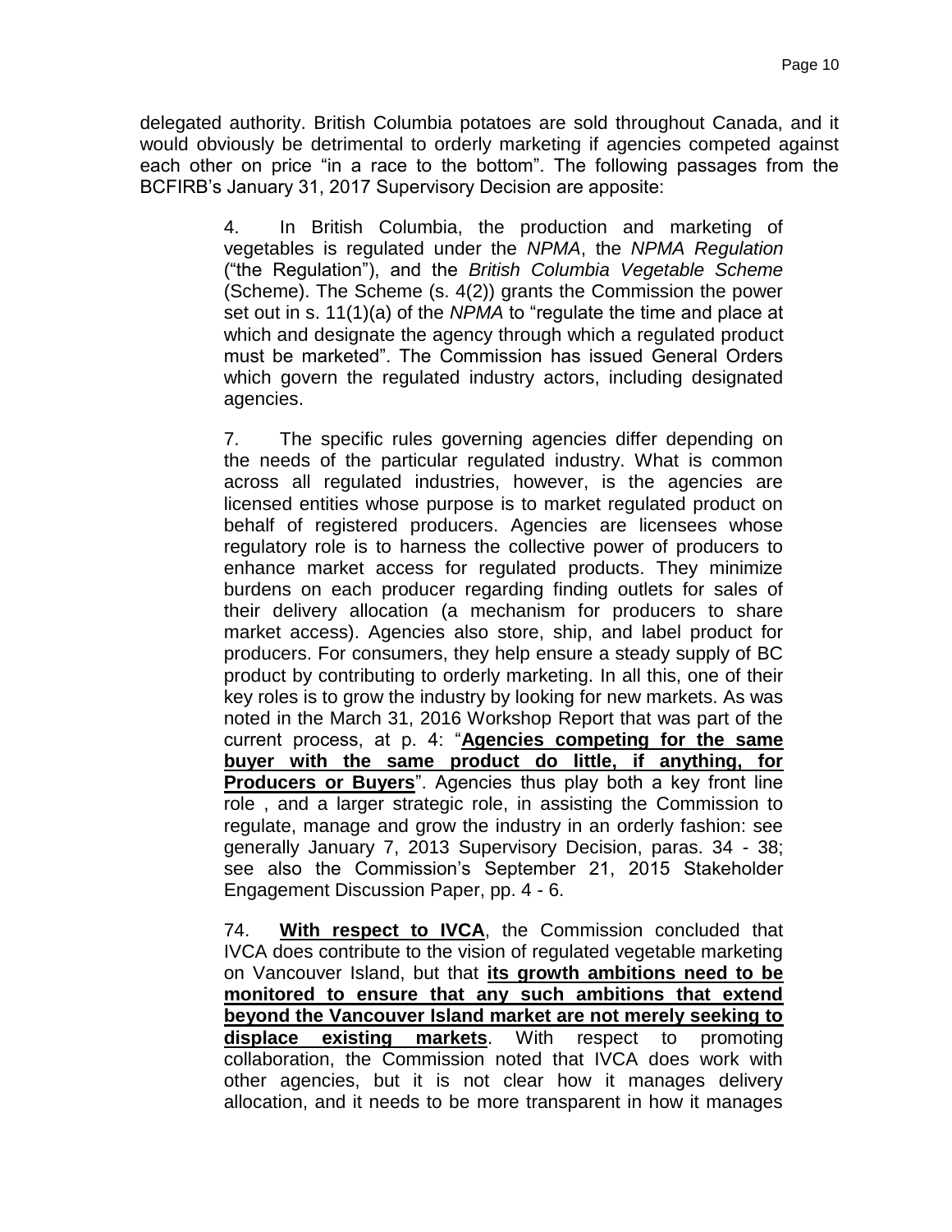delegated authority. British Columbia potatoes are sold throughout Canada, and it would obviously be detrimental to orderly marketing if agencies competed against each other on price "in a race to the bottom". The following passages from the BCFIRB's January 31, 2017 Supervisory Decision are apposite:

> 4. In British Columbia, the production and marketing of vegetables is regulated under the *NPMA*, the *NPMA Regulation* ("the Regulation"), and the *British Columbia Vegetable Scheme* (Scheme). The Scheme (s. 4(2)) grants the Commission the power set out in s. 11(1)(a) of the *NPMA* to "regulate the time and place at which and designate the agency through which a regulated product must be marketed". The Commission has issued General Orders which govern the regulated industry actors, including designated agencies.
>
> 7. The specific rules governing agencies differ depending on the needs of the particular regulated industry. What is common across all regulated industries, however, is the agencies are licensed entities whose purpose is to market regulated product on behalf of registered producers. Agencies are licensees whose regulatory role is to harness the collective power of producers to enhance market access for regulated products. They minimize burdens on each producer regarding finding outlets for sales of their delivery allocation (a mechanism for producers to share market access). Agencies also store, ship, and label product for producers. For consumers, they help ensure a steady supply of BC product by contributing to orderly marketing. In all this, one of their key roles is to grow the industry by looking for new markets. As was noted in the March 31, 2016 Workshop Report that was part of the current process, at p. 4: "**Agencies competing for the same buyer with the same product do little, if anything, for Producers or Buyers**". Agencies thus play both a key front line role , and a larger strategic role, in assisting the Commission to regulate, manage and grow the industry in an orderly fashion: see generally January 7, 2013 Supervisory Decision, paras. 34 - 38; see also the Commission's September 21, 2015 Stakeholder Engagement Discussion Paper, pp. 4 - 6.
>
> 74. **With respect to IVCA**, the Commission concluded that IVCA does contribute to the vision of regulated vegetable marketing on Vancouver Island, but that **its growth ambitions need to be monitored to ensure that any such ambitions that extend beyond the Vancouver Island market are not merely seeking to displace existing markets**. With respect to promoting collaboration, the Commission noted that IVCA does work with other agencies, but it is not clear how it manages delivery allocation, and it needs to be more transparent in how it manages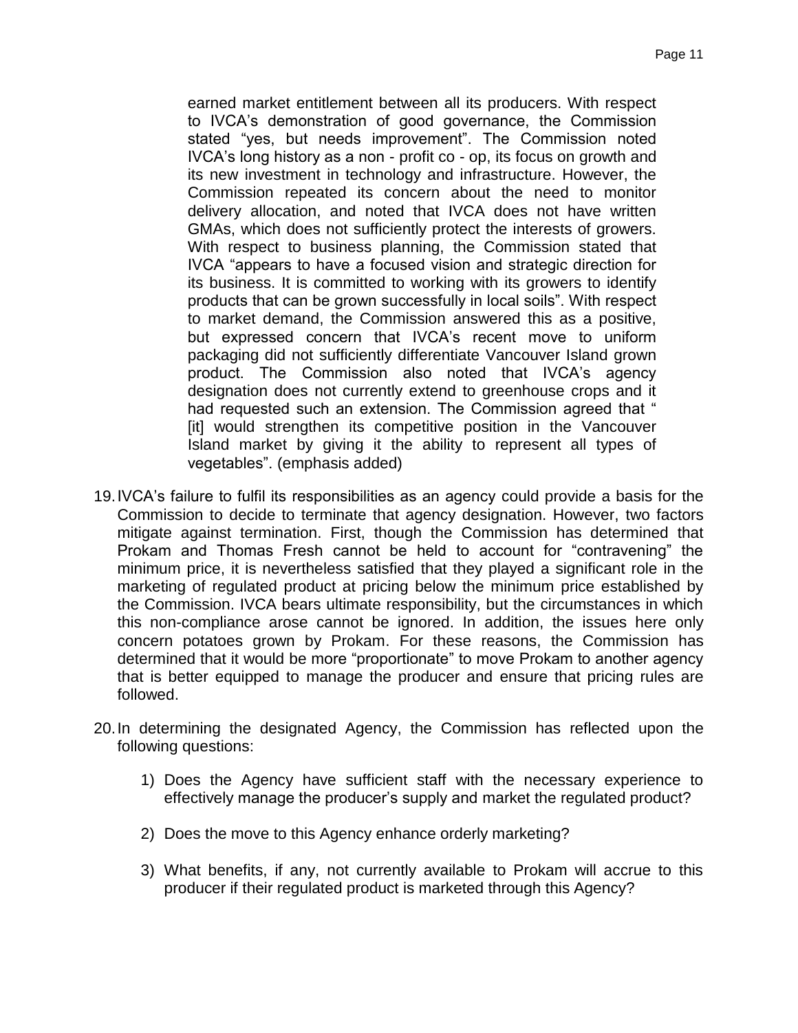> earned market entitlement between all its producers. With respect to IVCA's demonstration of good governance, the Commission stated "yes, but needs improvement". The Commission noted IVCA's long history as a non - profit co - op, its focus on growth and its new investment in technology and infrastructure. However, the Commission repeated its concern about the need to monitor delivery allocation, and noted that IVCA does not have written GMAs, which does not sufficiently protect the interests of growers. With respect to business planning, the Commission stated that IVCA "appears to have a focused vision and strategic direction for its business. It is committed to working with its growers to identify products that can be grown successfully in local soils". With respect to market demand, the Commission answered this as a positive, but expressed concern that IVCA's recent move to uniform packaging did not sufficiently differentiate Vancouver Island grown product. The Commission also noted that IVCA's agency designation does not currently extend to greenhouse crops and it had requested such an extension. The Commission agreed that " [it] would strengthen its competitive position in the Vancouver Island market by giving it the ability to represent all types of vegetables". (emphasis added)

19. IVCA's failure to fulfil its responsibilities as an agency could provide a basis for the Commission to decide to terminate that agency designation. However, two factors mitigate against termination. First, though the Commission has determined that Prokam and Thomas Fresh cannot be held to account for "contravening" the minimum price, it is nevertheless satisfied that they played a significant role in the marketing of regulated product at pricing below the minimum price established by the Commission. IVCA bears ultimate responsibility, but the circumstances in which this non-compliance arose cannot be ignored. In addition, the issues here only concern potatoes grown by Prokam. For these reasons, the Commission has determined that it would be more "proportionate" to move Prokam to another agency that is better equipped to manage the producer and ensure that pricing rules are followed.

20. In determining the designated Agency, the Commission has reflected upon the following questions:

    1) Does the Agency have sufficient staff with the necessary experience to effectively manage the producer's supply and market the regulated product?

    2) Does the move to this Agency enhance orderly marketing?

    3) What benefits, if any, not currently available to Prokam will accrue to this producer if their regulated product is marketed through this Agency?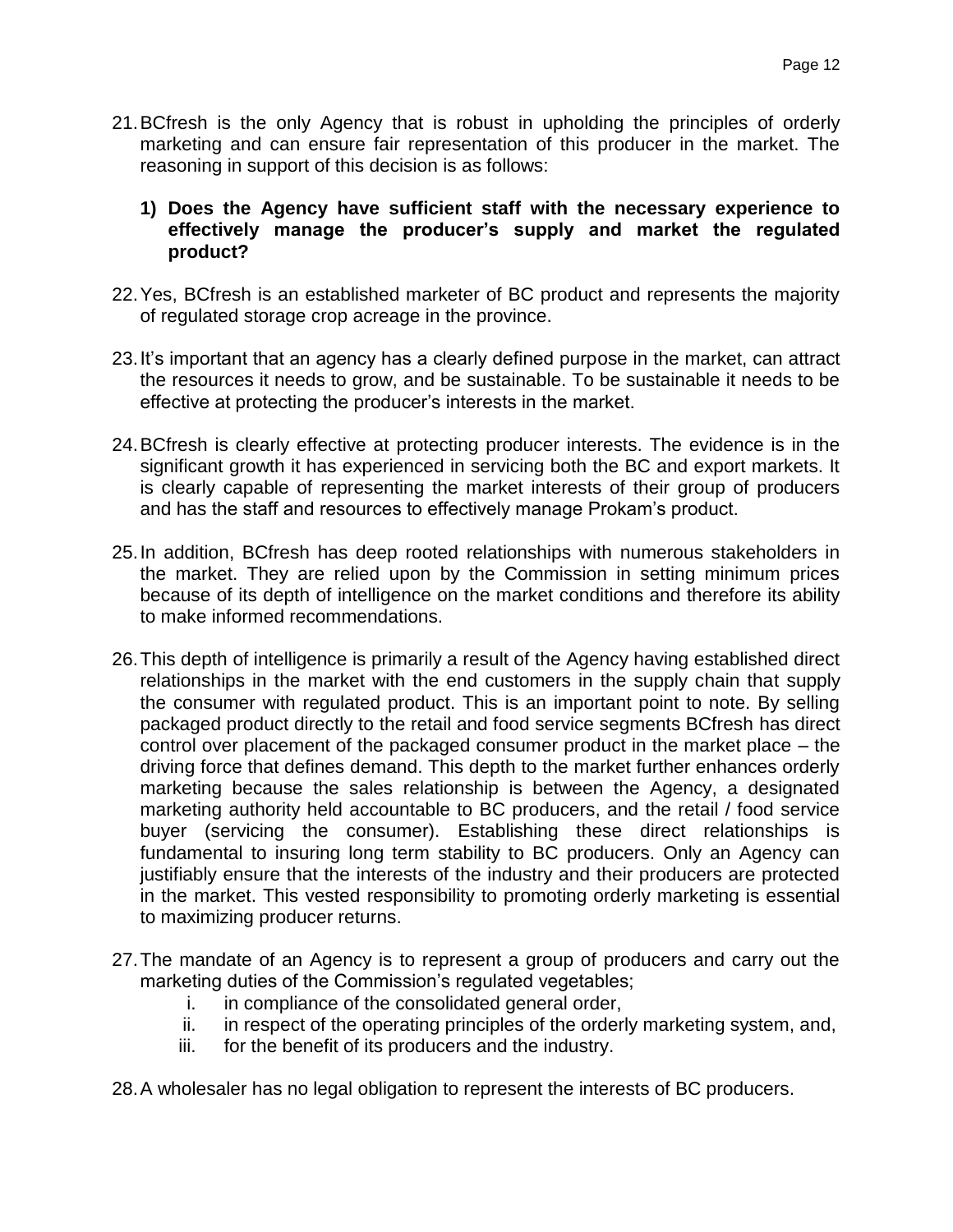21. BCfresh is the only Agency that is robust in upholding the principles of orderly marketing and can ensure fair representation of this producer in the market. The reasoning in support of this decision is as follows:

    **1) Does the Agency have sufficient staff with the necessary experience to effectively manage the producer's supply and market the regulated product?**

22. Yes, BCfresh is an established marketer of BC product and represents the majority of regulated storage crop acreage in the province.

23. It's important that an agency has a clearly defined purpose in the market, can attract the resources it needs to grow, and be sustainable. To be sustainable it needs to be effective at protecting the producer's interests in the market.

24. BCfresh is clearly effective at protecting producer interests. The evidence is in the significant growth it has experienced in servicing both the BC and export markets. It is clearly capable of representing the market interests of their group of producers and has the staff and resources to effectively manage Prokam's product.

25. In addition, BCfresh has deep rooted relationships with numerous stakeholders in the market. They are relied upon by the Commission in setting minimum prices because of its depth of intelligence on the market conditions and therefore its ability to make informed recommendations.

26. This depth of intelligence is primarily a result of the Agency having established direct relationships in the market with the end customers in the supply chain that supply the consumer with regulated product. This is an important point to note. By selling packaged product directly to the retail and food service segments BCfresh has direct control over placement of the packaged consumer product in the market place – the driving force that defines demand. This depth to the market further enhances orderly marketing because the sales relationship is between the Agency, a designated marketing authority held accountable to BC producers, and the retail / food service buyer (servicing the consumer). Establishing these direct relationships is fundamental to insuring long term stability to BC producers. Only an Agency can justifiably ensure that the interests of the industry and their producers are protected in the market. This vested responsibility to promoting orderly marketing is essential to maximizing producer returns.

27. The mandate of an Agency is to represent a group of producers and carry out the marketing duties of the Commission's regulated vegetables;
    i. in compliance of the consolidated general order,
    ii. in respect of the operating principles of the orderly marketing system, and,
    iii. for the benefit of its producers and the industry.

28. A wholesaler has no legal obligation to represent the interests of BC producers.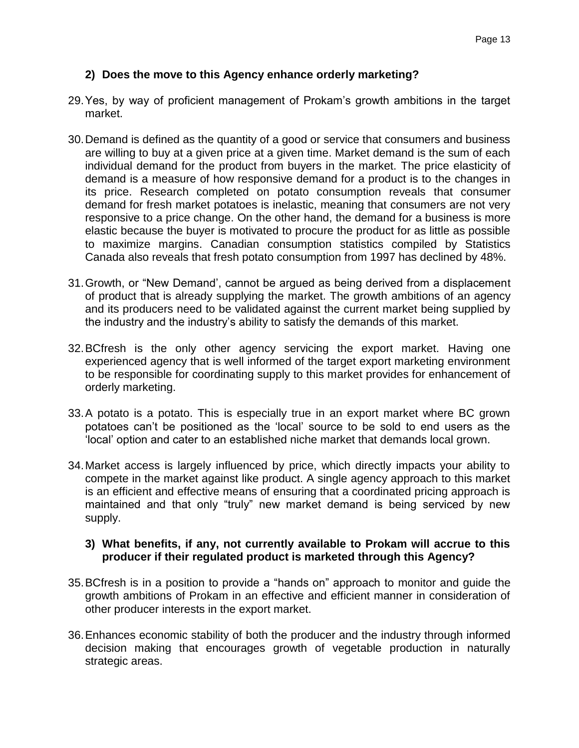**2) Does the move to this Agency enhance orderly marketing?**

29. Yes, by way of proficient management of Prokam's growth ambitions in the target market.

30. Demand is defined as the quantity of a good or service that consumers and business are willing to buy at a given price at a given time. Market demand is the sum of each individual demand for the product from buyers in the market. The price elasticity of demand is a measure of how responsive demand for a product is to the changes in its price. Research completed on potato consumption reveals that consumer demand for fresh market potatoes is inelastic, meaning that consumers are not very responsive to a price change. On the other hand, the demand for a business is more elastic because the buyer is motivated to procure the product for as little as possible to maximize margins. Canadian consumption statistics compiled by Statistics Canada also reveals that fresh potato consumption from 1997 has declined by 48%.

31. Growth, or "New Demand', cannot be argued as being derived from a displacement of product that is already supplying the market. The growth ambitions of an agency and its producers need to be validated against the current market being supplied by the industry and the industry's ability to satisfy the demands of this market.

32. BCfresh is the only other agency servicing the export market. Having one experienced agency that is well informed of the target export marketing environment to be responsible for coordinating supply to this market provides for enhancement of orderly marketing.

33. A potato is a potato. This is especially true in an export market where BC grown potatoes can't be positioned as the 'local' source to be sold to end users as the 'local' option and cater to an established niche market that demands local grown.

34. Market access is largely influenced by price, which directly impacts your ability to compete in the market against like product. A single agency approach to this market is an efficient and effective means of ensuring that a coordinated pricing approach is maintained and that only "truly" new market demand is being serviced by new supply.

**3) What benefits, if any, not currently available to Prokam will accrue to this producer if their regulated product is marketed through this Agency?**

35. BCfresh is in a position to provide a "hands on" approach to monitor and guide the growth ambitions of Prokam in an effective and efficient manner in consideration of other producer interests in the export market.

36. Enhances economic stability of both the producer and the industry through informed decision making that encourages growth of vegetable production in naturally strategic areas.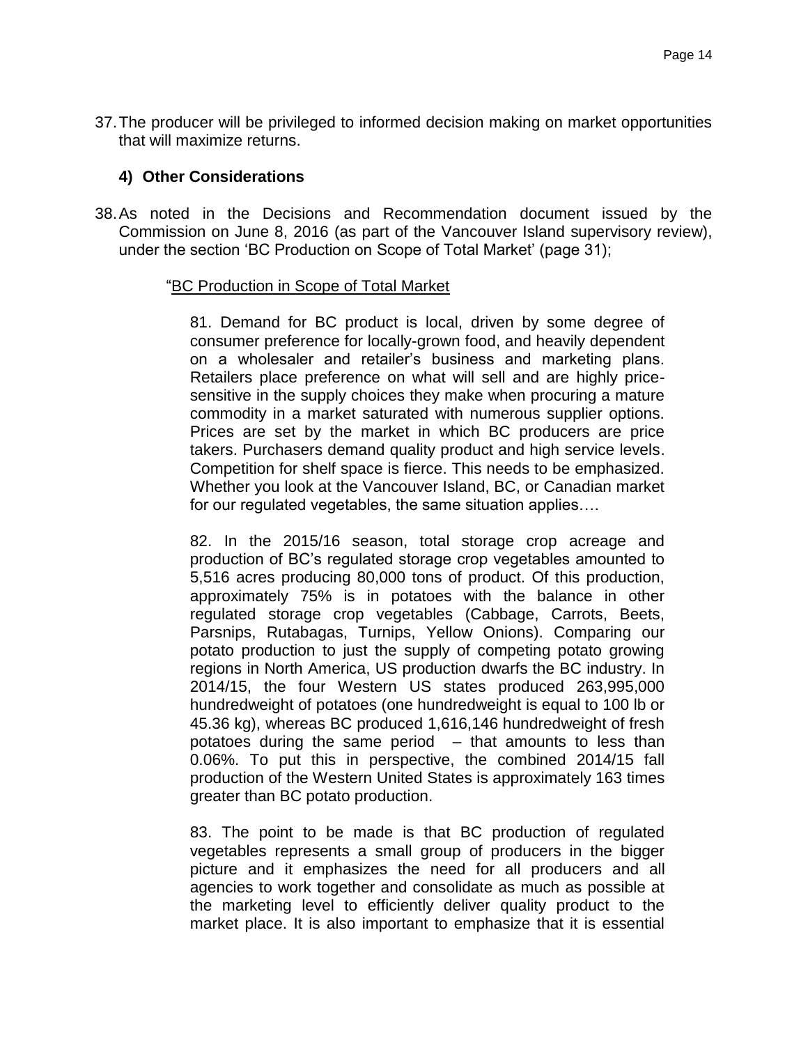37. The producer will be privileged to informed decision making on market opportunities that will maximize returns.

### 4) Other Considerations

38. As noted in the Decisions and Recommendation document issued by the Commission on June 8, 2016 (as part of the Vancouver Island supervisory review), under the section 'BC Production on Scope of Total Market' (page 31);

> "BC Production in Scope of Total Market
>
> 81. Demand for BC product is local, driven by some degree of consumer preference for locally-grown food, and heavily dependent on a wholesaler and retailer's business and marketing plans. Retailers place preference on what will sell and are highly price-sensitive in the supply choices they make when procuring a mature commodity in a market saturated with numerous supplier options. Prices are set by the market in which BC producers are price takers. Purchasers demand quality product and high service levels. Competition for shelf space is fierce. This needs to be emphasized. Whether you look at the Vancouver Island, BC, or Canadian market for our regulated vegetables, the same situation applies….
>
> 82. In the 2015/16 season, total storage crop acreage and production of BC's regulated storage crop vegetables amounted to 5,516 acres producing 80,000 tons of product. Of this production, approximately 75% is in potatoes with the balance in other regulated storage crop vegetables (Cabbage, Carrots, Beets, Parsnips, Rutabagas, Turnips, Yellow Onions). Comparing our potato production to just the supply of competing potato growing regions in North America, US production dwarfs the BC industry. In 2014/15, the four Western US states produced 263,995,000 hundredweight of potatoes (one hundredweight is equal to 100 lb or 45.36 kg), whereas BC produced 1,616,146 hundredweight of fresh potatoes during the same period – that amounts to less than 0.06%. To put this in perspective, the combined 2014/15 fall production of the Western United States is approximately 163 times greater than BC potato production.
>
> 83. The point to be made is that BC production of regulated vegetables represents a small group of producers in the bigger picture and it emphasizes the need for all producers and all agencies to work together and consolidate as much as possible at the marketing level to efficiently deliver quality product to the market place. It is also important to emphasize that it is essential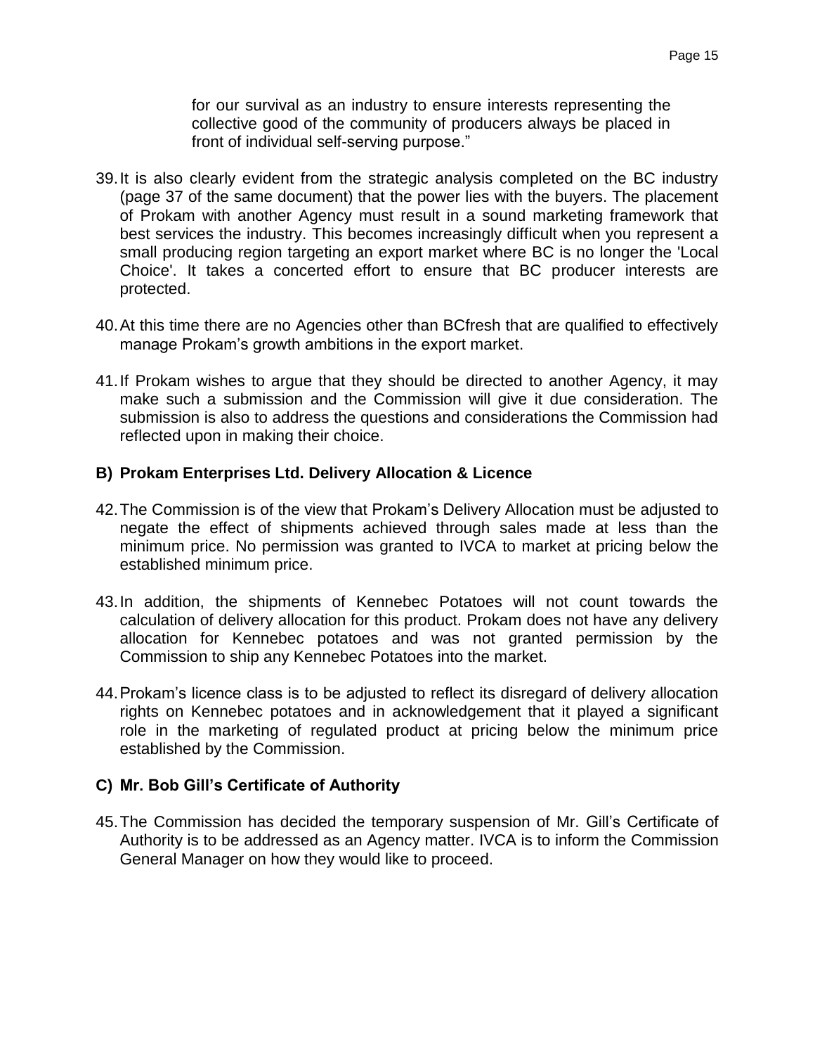for our survival as an industry to ensure interests representing the collective good of the community of producers always be placed in front of individual self-serving purpose."

39. It is also clearly evident from the strategic analysis completed on the BC industry (page 37 of the same document) that the power lies with the buyers. The placement of Prokam with another Agency must result in a sound marketing framework that best services the industry. This becomes increasingly difficult when you represent a small producing region targeting an export market where BC is no longer the 'Local Choice'. It takes a concerted effort to ensure that BC producer interests are protected.

40. At this time there are no Agencies other than BCfresh that are qualified to effectively manage Prokam's growth ambitions in the export market.

41. If Prokam wishes to argue that they should be directed to another Agency, it may make such a submission and the Commission will give it due consideration. The submission is also to address the questions and considerations the Commission had reflected upon in making their choice.

### B) Prokam Enterprises Ltd. Delivery Allocation & Licence

42. The Commission is of the view that Prokam's Delivery Allocation must be adjusted to negate the effect of shipments achieved through sales made at less than the minimum price. No permission was granted to IVCA to market at pricing below the established minimum price.

43. In addition, the shipments of Kennebec Potatoes will not count towards the calculation of delivery allocation for this product. Prokam does not have any delivery allocation for Kennebec potatoes and was not granted permission by the Commission to ship any Kennebec Potatoes into the market.

44. Prokam's licence class is to be adjusted to reflect its disregard of delivery allocation rights on Kennebec potatoes and in acknowledgement that it played a significant role in the marketing of regulated product at pricing below the minimum price established by the Commission.

### C) Mr. Bob Gill's Certificate of Authority

45. The Commission has decided the temporary suspension of Mr. Gill's Certificate of Authority is to be addressed as an Agency matter. IVCA is to inform the Commission General Manager on how they would like to proceed.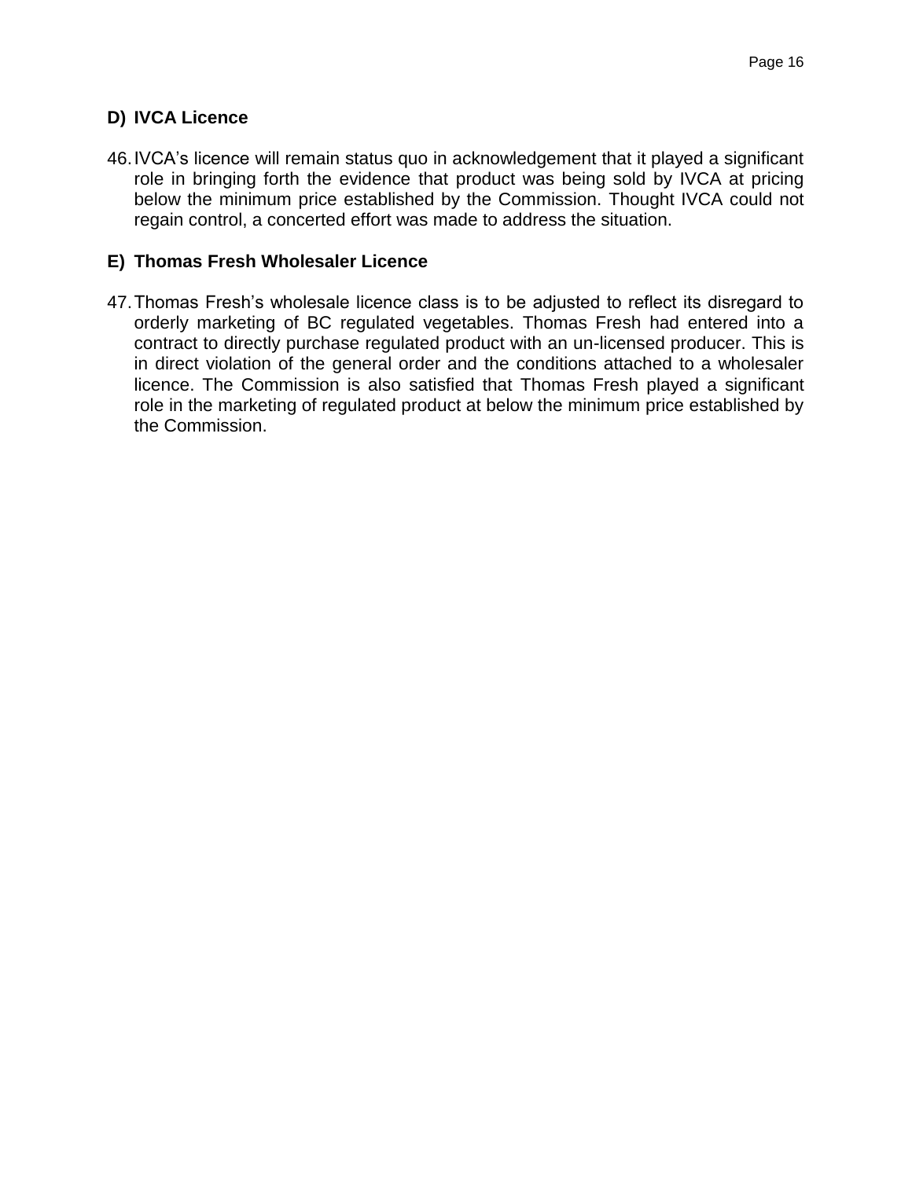## D) IVCA Licence

46. IVCA's licence will remain status quo in acknowledgement that it played a significant role in bringing forth the evidence that product was being sold by IVCA at pricing below the minimum price established by the Commission. Thought IVCA could not regain control, a concerted effort was made to address the situation.

## E) Thomas Fresh Wholesaler Licence

47. Thomas Fresh's wholesale licence class is to be adjusted to reflect its disregard to orderly marketing of BC regulated vegetables. Thomas Fresh had entered into a contract to directly purchase regulated product with an un-licensed producer. This is in direct violation of the general order and the conditions attached to a wholesaler licence. The Commission is also satisfied that Thomas Fresh played a significant role in the marketing of regulated product at below the minimum price established by the Commission.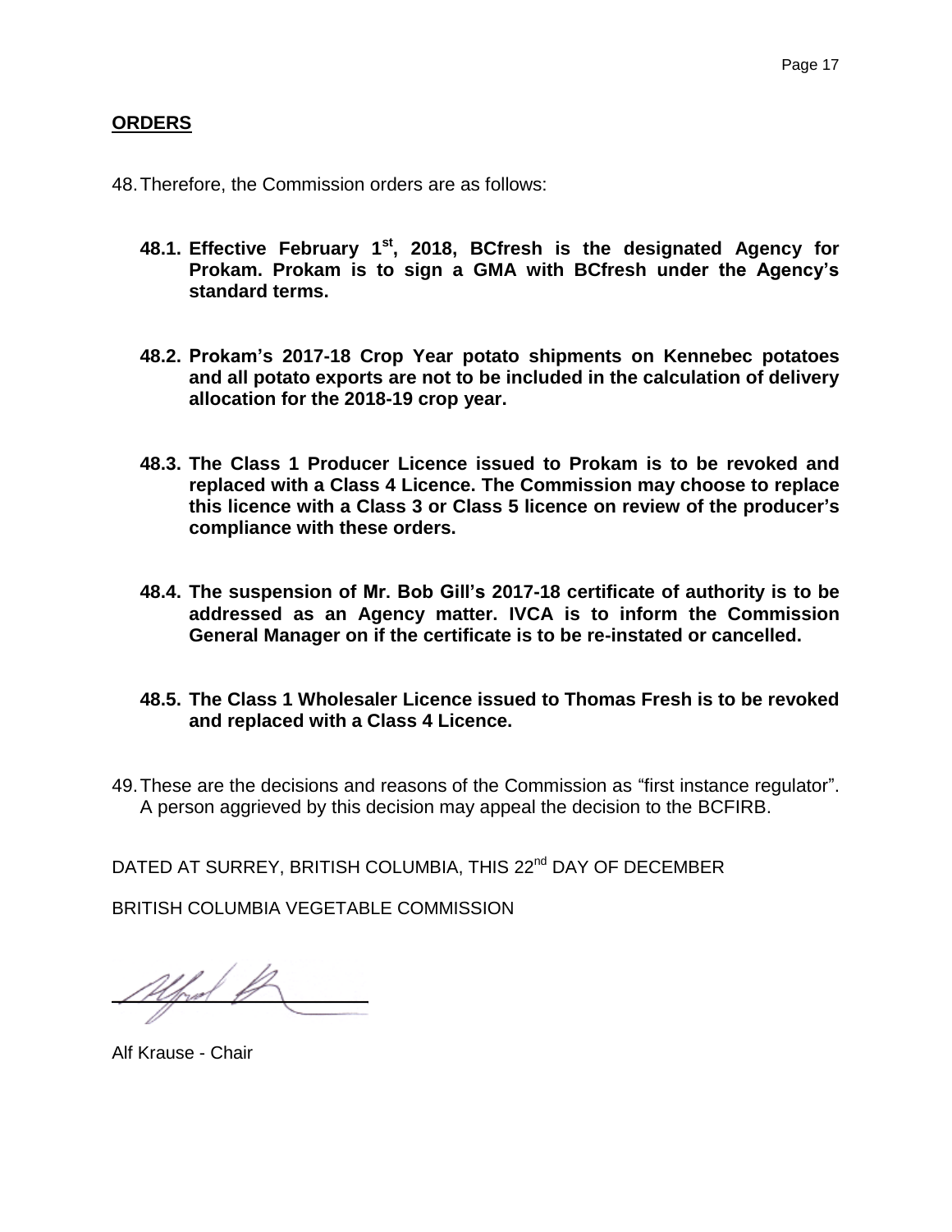## ORDERS

48. Therefore, the Commission orders are as follows:

**48.1. Effective February 1st, 2018, BCfresh is the designated Agency for Prokam. Prokam is to sign a GMA with BCfresh under the Agency's standard terms.**

**48.2. Prokam's 2017-18 Crop Year potato shipments on Kennebec potatoes and all potato exports are not to be included in the calculation of delivery allocation for the 2018-19 crop year.**

**48.3. The Class 1 Producer Licence issued to Prokam is to be revoked and replaced with a Class 4 Licence. The Commission may choose to replace this licence with a Class 3 or Class 5 licence on review of the producer's compliance with these orders.**

**48.4. The suspension of Mr. Bob Gill's 2017-18 certificate of authority is to be addressed as an Agency matter. IVCA is to inform the Commission General Manager on if the certificate is to be re-instated or cancelled.**

**48.5. The Class 1 Wholesaler Licence issued to Thomas Fresh is to be revoked and replaced with a Class 4 Licence.**

49. These are the decisions and reasons of the Commission as "first instance regulator". A person aggrieved by this decision may appeal the decision to the BCFIRB.

DATED AT SURREY, BRITISH COLUMBIA, THIS 22nd DAY OF DECEMBER

BRITISH COLUMBIA VEGETABLE COMMISSION

Alf Krause - Chair